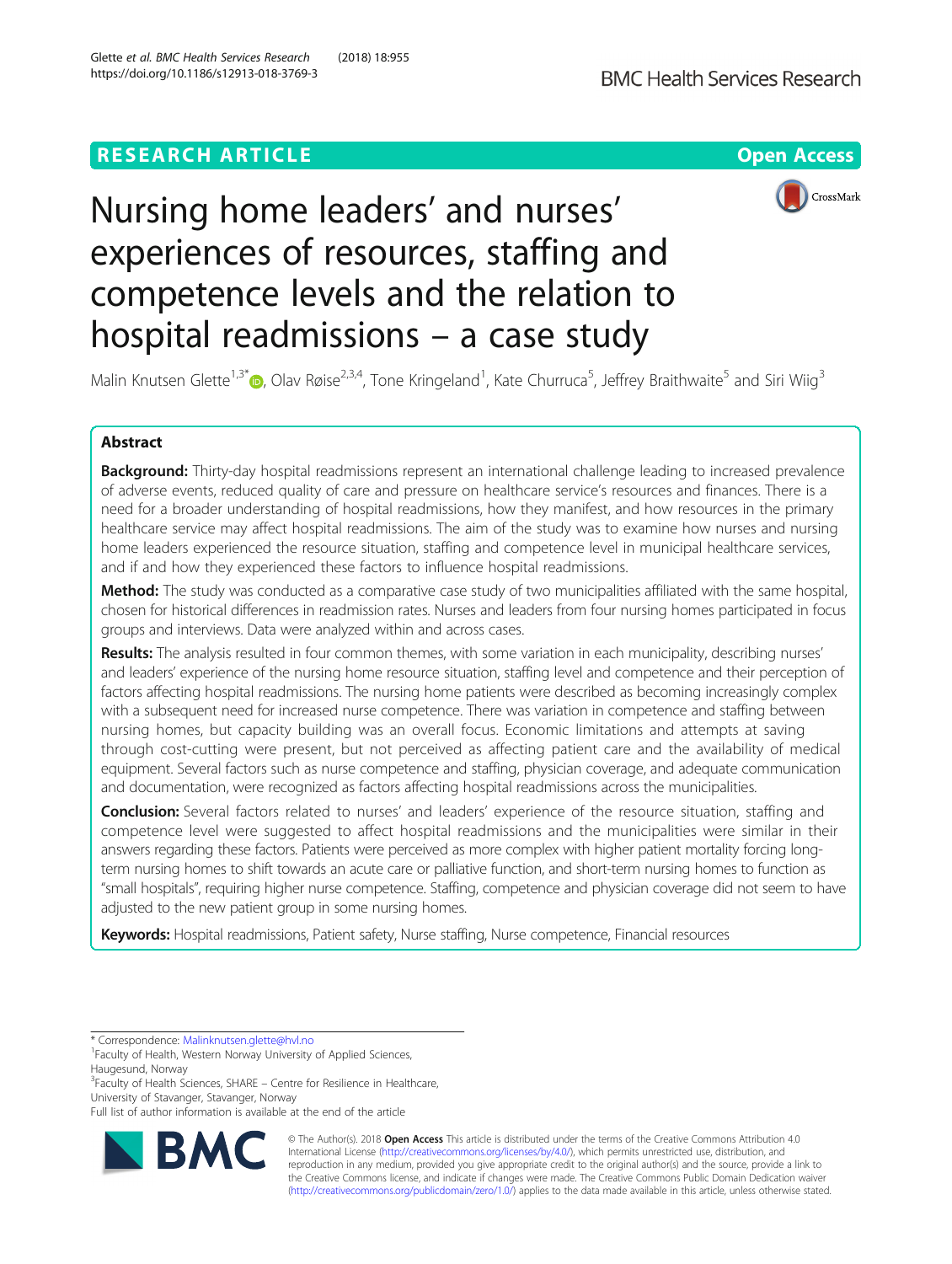RESEARCH ARTICLE

Open Access

# Nursing home leaders' and nurses' experiences of resources, staffing and competence levels and the relation to hospital readmissions – a case study

Malin Knutsen Glette[1,3*], Olav Røise[2,3,4], Tone Kringeland[1], Kate Churruca[5], Jeffrey Braithwaite[5] and Siri Wiig[3]

## Abstract

**Background:** Thirty-day hospital readmissions represent an international challenge leading to increased prevalence of adverse events, reduced quality of care and pressure on healthcare service's resources and finances. There is a need for a broader understanding of hospital readmissions, how they manifest, and how resources in the primary healthcare service may affect hospital readmissions. The aim of the study was to examine how nurses and nursing home leaders experienced the resource situation, staffing and competence level in municipal healthcare services, and if and how they experienced these factors to influence hospital readmissions.

**Method:** The study was conducted as a comparative case study of two municipalities affiliated with the same hospital, chosen for historical differences in readmission rates. Nurses and leaders from four nursing homes participated in focus groups and interviews. Data were analyzed within and across cases.

**Results:** The analysis resulted in four common themes, with some variation in each municipality, describing nurses' and leaders' experience of the nursing home resource situation, staffing level and competence and their perception of factors affecting hospital readmissions. The nursing home patients were described as becoming increasingly complex with a subsequent need for increased nurse competence. There was variation in competence and staffing between nursing homes, but capacity building was an overall focus. Economic limitations and attempts at saving through cost-cutting were present, but not perceived as affecting patient care and the availability of medical equipment. Several factors such as nurse competence and staffing, physician coverage, and adequate communication and documentation, were recognized as factors affecting hospital readmissions across the municipalities.

**Conclusion:** Several factors related to nurses' and leaders' experience of the resource situation, staffing and competence level were suggested to affect hospital readmissions and the municipalities were similar in their answers regarding these factors. Patients were perceived as more complex with higher patient mortality forcing long-term nursing homes to shift towards an acute care or palliative function, and short-term nursing homes to function as "small hospitals", requiring higher nurse competence. Staffing, competence and physician coverage did not seem to have adjusted to the new patient group in some nursing homes.

**Keywords:** Hospital readmissions, Patient safety, Nurse staffing, Nurse competence, Financial resources

\* Correspondence: Malinknutsen.glette@hvl.no
[1]Faculty of Health, Western Norway University of Applied Sciences, Haugesund, Norway
[3]Faculty of Health Sciences, SHARE – Centre for Resilience in Healthcare, University of Stavanger, Stavanger, Norway
Full list of author information is available at the end of the article

© The Author(s). 2018 **Open Access** This article is distributed under the terms of the Creative Commons Attribution 4.0 International License (http://creativecommons.org/licenses/by/4.0/), which permits unrestricted use, distribution, and reproduction in any medium, provided you give appropriate credit to the original author(s) and the source, provide a link to the Creative Commons license, and indicate if changes were made. The Creative Commons Public Domain Dedication waiver (http://creativecommons.org/publicdomain/zero/1.0/) applies to the data made available in this article, unless otherwise stated.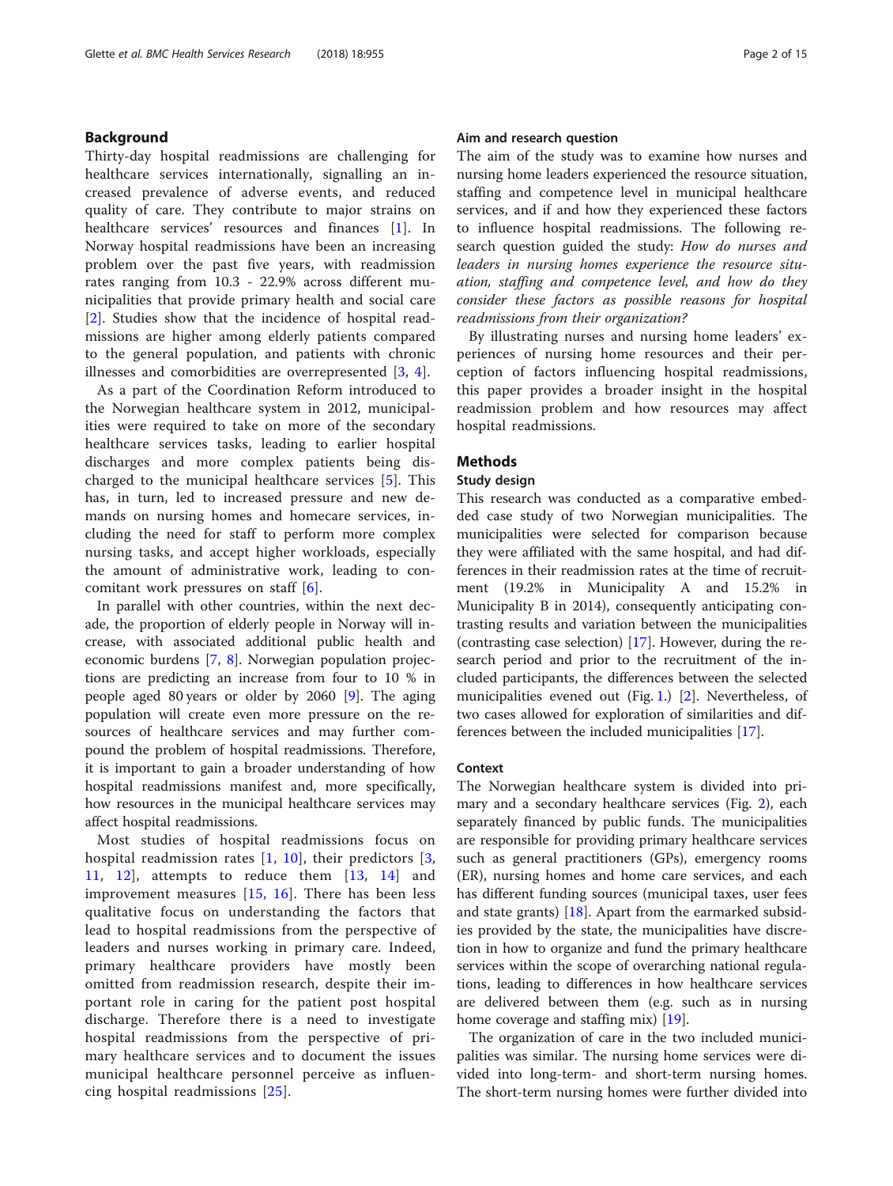## Background

Thirty-day hospital readmissions are challenging for healthcare services internationally, signalling an increased prevalence of adverse events, and reduced quality of care. They contribute to major strains on healthcare services' resources and finances [1]. In Norway hospital readmissions have been an increasing problem over the past five years, with readmission rates ranging from 10.3 - 22.9% across different municipalities that provide primary health and social care [2]. Studies show that the incidence of hospital readmissions are higher among elderly patients compared to the general population, and patients with chronic illnesses and comorbidities are overrepresented [3, 4].

As a part of the Coordination Reform introduced to the Norwegian healthcare system in 2012, municipalities were required to take on more of the secondary healthcare services tasks, leading to earlier hospital discharges and more complex patients being discharged to the municipal healthcare services [5]. This has, in turn, led to increased pressure and new demands on nursing homes and homecare services, including the need for staff to perform more complex nursing tasks, and accept higher workloads, especially the amount of administrative work, leading to concomitant work pressures on staff [6].

In parallel with other countries, within the next decade, the proportion of elderly people in Norway will increase, with associated additional public health and economic burdens [7, 8]. Norwegian population projections are predicting an increase from four to 10 % in people aged 80 years or older by 2060 [9]. The aging population will create even more pressure on the resources of healthcare services and may further compound the problem of hospital readmissions. Therefore, it is important to gain a broader understanding of how hospital readmissions manifest and, more specifically, how resources in the municipal healthcare services may affect hospital readmissions.

Most studies of hospital readmissions focus on hospital readmission rates [1, 10], their predictors [3, 11, 12], attempts to reduce them [13, 14] and improvement measures [15, 16]. There has been less qualitative focus on understanding the factors that lead to hospital readmissions from the perspective of leaders and nurses working in primary care. Indeed, primary healthcare providers have mostly been omitted from readmission research, despite their important role in caring for the patient post hospital discharge. Therefore there is a need to investigate hospital readmissions from the perspective of primary healthcare services and to document the issues municipal healthcare personnel perceive as influencing hospital readmissions [25].

### Aim and research question

The aim of the study was to examine how nurses and nursing home leaders experienced the resource situation, staffing and competence level in municipal healthcare services, and if and how they experienced these factors to influence hospital readmissions. The following research question guided the study: *How do nurses and leaders in nursing homes experience the resource situation, staffing and competence level, and how do they consider these factors as possible reasons for hospital readmissions from their organization?*

By illustrating nurses and nursing home leaders' experiences of nursing home resources and their perception of factors influencing hospital readmissions, this paper provides a broader insight in the hospital readmission problem and how resources may affect hospital readmissions.

## Methods

### Study design

This research was conducted as a comparative embedded case study of two Norwegian municipalities. The municipalities were selected for comparison because they were affiliated with the same hospital, and had differences in their readmission rates at the time of recruitment (19.2% in Municipality A and 15.2% in Municipality B in 2014), consequently anticipating contrasting results and variation between the municipalities (contrasting case selection) [17]. However, during the research period and prior to the recruitment of the included participants, the differences between the selected municipalities evened out (Fig. 1.) [2]. Nevertheless, of two cases allowed for exploration of similarities and differences between the included municipalities [17].

### Context

The Norwegian healthcare system is divided into primary and a secondary healthcare services (Fig. 2), each separately financed by public funds. The municipalities are responsible for providing primary healthcare services such as general practitioners (GPs), emergency rooms (ER), nursing homes and home care services, and each has different funding sources (municipal taxes, user fees and state grants) [18]. Apart from the earmarked subsidies provided by the state, the municipalities have discretion in how to organize and fund the primary healthcare services within the scope of overarching national regulations, leading to differences in how healthcare services are delivered between them (e.g. such as in nursing home coverage and staffing mix) [19].

The organization of care in the two included municipalities was similar. The nursing home services were divided into long-term- and short-term nursing homes. The short-term nursing homes were further divided into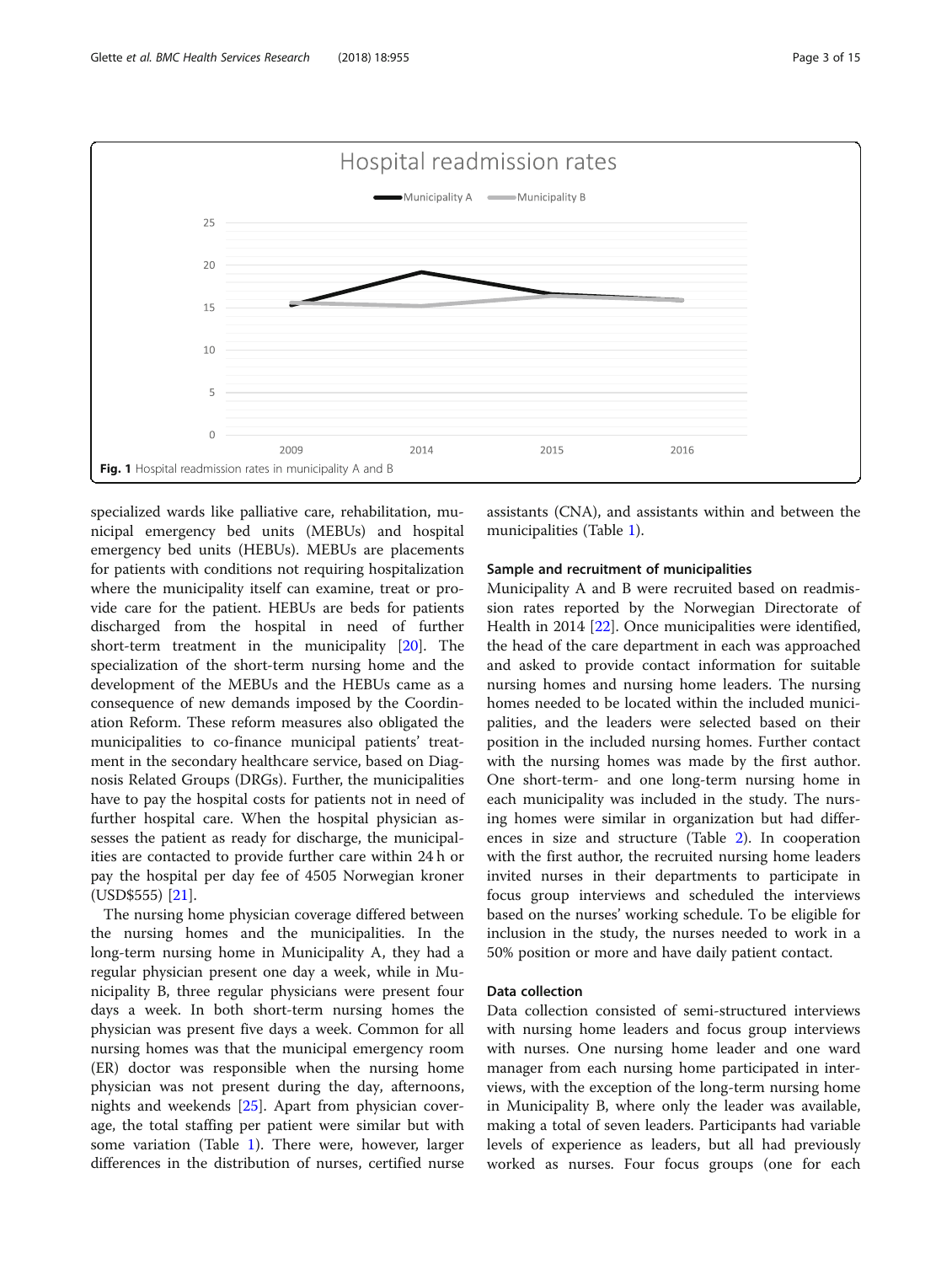Fig. 1 Hospital readmission rates in municipality A and B

specialized wards like palliative care, rehabilitation, municipal emergency bed units (MEBUs) and hospital emergency bed units (HEBUs). MEBUs are placements for patients with conditions not requiring hospitalization where the municipality itself can examine, treat or provide care for the patient. HEBUs are beds for patients discharged from the hospital in need of further short-term treatment in the municipality [20]. The specialization of the short-term nursing home and the development of the MEBUs and the HEBUs came as a consequence of new demands imposed by the Coordination Reform. These reform measures also obligated the municipalities to co-finance municipal patients' treatment in the secondary healthcare service, based on Diagnosis Related Groups (DRGs). Further, the municipalities have to pay the hospital costs for patients not in need of further hospital care. When the hospital physician assesses the patient as ready for discharge, the municipalities are contacted to provide further care within 24 h or pay the hospital per day fee of 4505 Norwegian kroner (USD$555) [21].

The nursing home physician coverage differed between the nursing homes and the municipalities. In the long-term nursing home in Municipality A, they had a regular physician present one day a week, while in Municipality B, three regular physicians were present four days a week. In both short-term nursing homes the physician was present five days a week. Common for all nursing homes was that the municipal emergency room (ER) doctor was responsible when the nursing home physician was not present during the day, afternoons, nights and weekends [25]. Apart from physician coverage, the total staffing per patient were similar but with some variation (Table 1). There were, however, larger differences in the distribution of nurses, certified nurse assistants (CNA), and assistants within and between the municipalities (Table 1).

### Sample and recruitment of municipalities

Municipality A and B were recruited based on readmission rates reported by the Norwegian Directorate of Health in 2014 [22]. Once municipalities were identified, the head of the care department in each was approached and asked to provide contact information for suitable nursing homes and nursing home leaders. The nursing homes needed to be located within the included municipalities, and the leaders were selected based on their position in the included nursing homes. Further contact with the nursing homes was made by the first author. One short-term- and one long-term nursing home in each municipality was included in the study. The nursing homes were similar in organization but had differences in size and structure (Table 2). In cooperation with the first author, the recruited nursing home leaders invited nurses in their departments to participate in focus group interviews and scheduled the interviews based on the nurses' working schedule. To be eligible for inclusion in the study, the nurses needed to work in a 50% position or more and have daily patient contact.

### Data collection

Data collection consisted of semi-structured interviews with nursing home leaders and focus group interviews with nurses. One nursing home leader and one ward manager from each nursing home participated in interviews, with the exception of the long-term nursing home in Municipality B, where only the leader was available, making a total of seven leaders. Participants had variable levels of experience as leaders, but all had previously worked as nurses. Four focus groups (one for each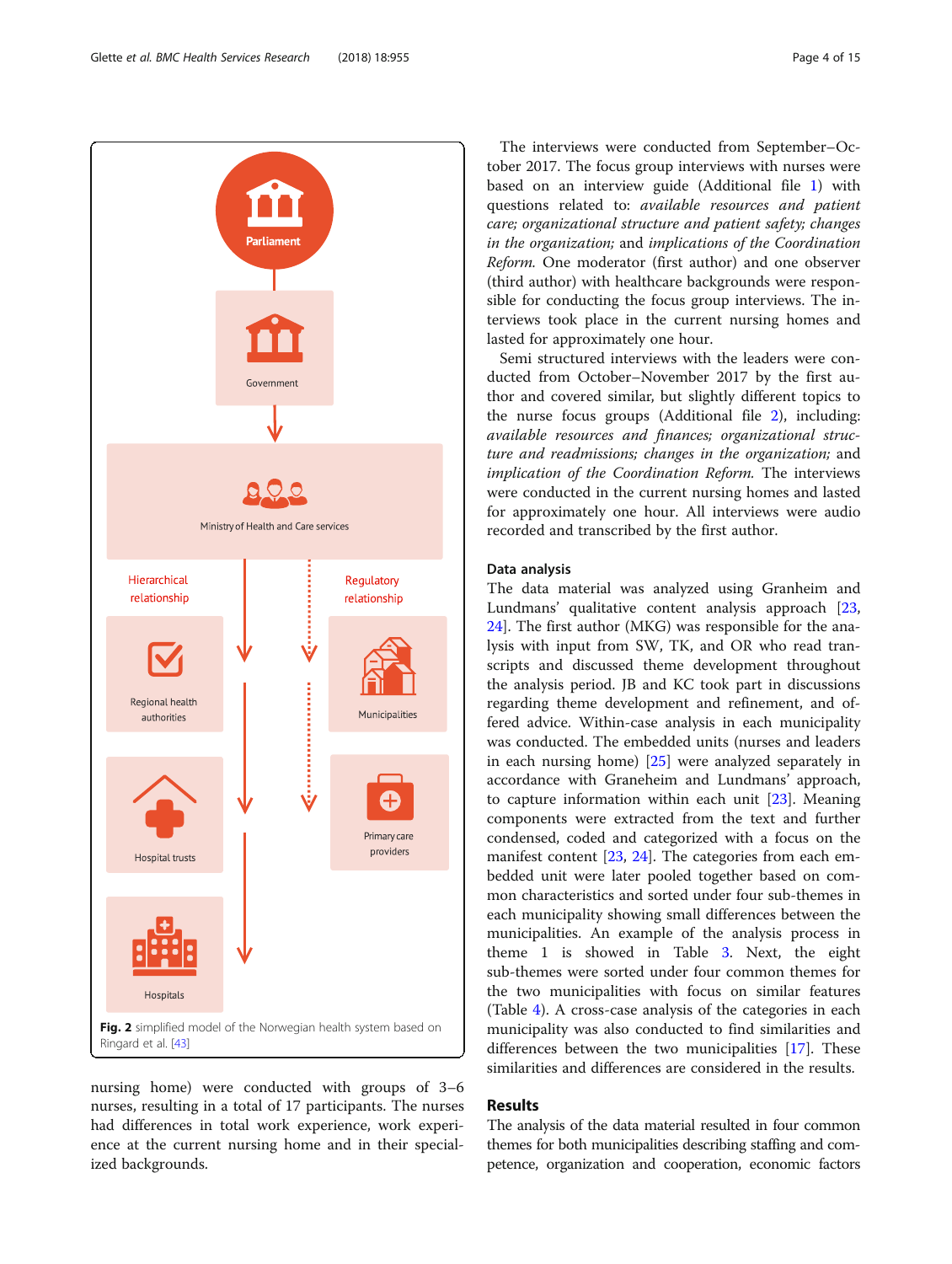nursing home) were conducted with groups of 3–6 nurses, resulting in a total of 17 participants. The nurses had differences in total work experience, work experience at the current nursing home and in their specialized backgrounds.

**Fig. 2** simplified model of the Norwegian health system based on Ringard et al. [43]

The interviews were conducted from September–October 2017. The focus group interviews with nurses were based on an interview guide (Additional file 1) with questions related to: *available resources and patient care; organizational structure and patient safety; changes in the organization;* and *implications of the Coordination Reform*. One moderator (first author) and one observer (third author) with healthcare backgrounds were responsible for conducting the focus group interviews. The interviews took place in the current nursing homes and lasted for approximately one hour.

Semi structured interviews with the leaders were conducted from October–November 2017 by the first author and covered similar, but slightly different topics to the nurse focus groups (Additional file 2), including: *available resources and finances; organizational structure and readmissions; changes in the organization;* and *implication of the Coordination Reform*. The interviews were conducted in the current nursing homes and lasted for approximately one hour. All interviews were audio recorded and transcribed by the first author.

### Data analysis

The data material was analyzed using Granheim and Lundmans' qualitative content analysis approach [23, 24]. The first author (MKG) was responsible for the analysis with input from SW, TK, and OR who read transcripts and discussed theme development throughout the analysis period. JB and KC took part in discussions regarding theme development and refinement, and offered advice. Within-case analysis in each municipality was conducted. The embedded units (nurses and leaders in each nursing home) [25] were analyzed separately in accordance with Graneheim and Lundmans' approach, to capture information within each unit [23]. Meaning components were extracted from the text and further condensed, coded and categorized with a focus on the manifest content [23, 24]. The categories from each embedded unit were later pooled together based on common characteristics and sorted under four sub-themes in each municipality showing small differences between the municipalities. An example of the analysis process in theme 1 is showed in Table 3. Next, the eight sub-themes were sorted under four common themes for the two municipalities with focus on similar features (Table 4). A cross-case analysis of the categories in each municipality was also conducted to find similarities and differences between the two municipalities [17]. These similarities and differences are considered in the results.

## Results

The analysis of the data material resulted in four common themes for both municipalities describing staffing and competence, organization and cooperation, economic factors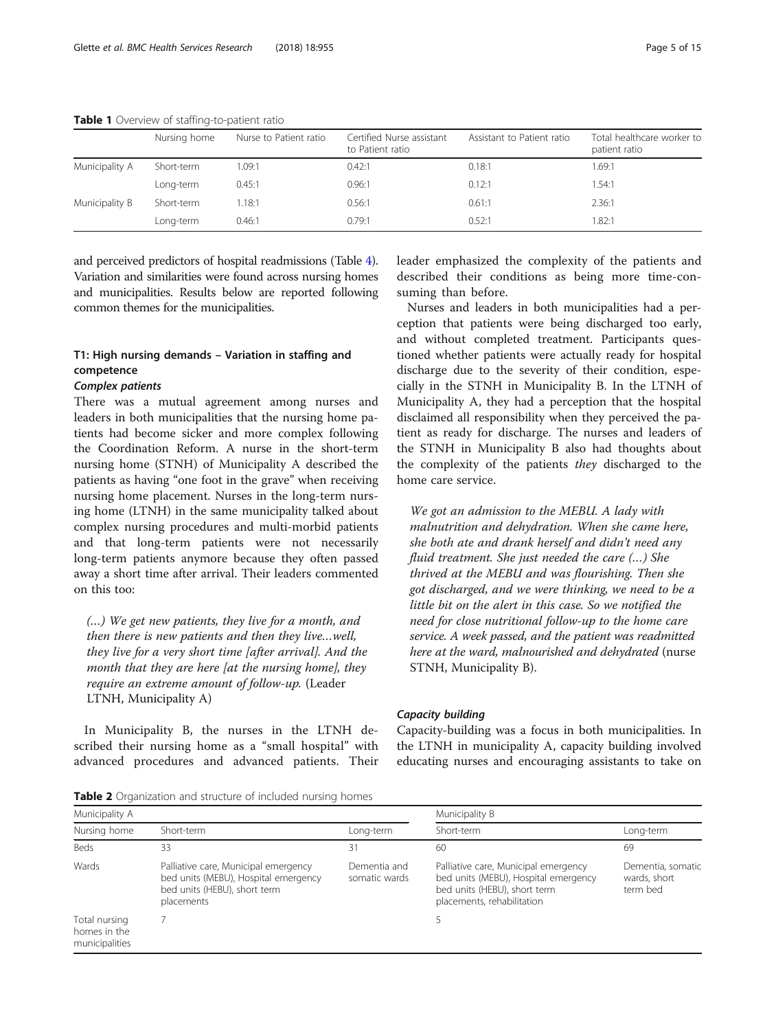**Table 1** Overview of staffing-to-patient ratio

| | Nursing home | Nurse to Patient ratio | Certified Nurse assistant to Patient ratio | Assistant to Patient ratio | Total healthcare worker to patient ratio |
|---|---|---|---|---|---|
| Municipality A | Short-term | 1.09:1 | 0.42:1 | 0.18:1 | 1.69:1 |
| | Long-term | 0.45:1 | 0.96:1 | 0.12:1 | 1.54:1 |
| Municipality B | Short-term | 1.18:1 | 0.56:1 | 0.61:1 | 2.36:1 |
| | Long-term | 0.46:1 | 0.79:1 | 0.52:1 | 1.82:1 |

and perceived predictors of hospital readmissions (Table 4). Variation and similarities were found across nursing homes and municipalities. Results below are reported following common themes for the municipalities.

## T1: High nursing demands – Variation in staffing and competence

### Complex patients

There was a mutual agreement among nurses and leaders in both municipalities that the nursing home patients had become sicker and more complex following the Coordination Reform. A nurse in the short-term nursing home (STNH) of Municipality A described the patients as having "one foot in the grave" when receiving nursing home placement. Nurses in the long-term nursing home (LTNH) in the same municipality talked about complex nursing procedures and multi-morbid patients and that long-term patients were not necessarily long-term patients anymore because they often passed away a short time after arrival. Their leaders commented on this too:

> *(...) We get new patients, they live for a month, and then there is new patients and then they live...well, they live for a very short time [after arrival]. And the month that they are here [at the nursing home], they require an extreme amount of follow-up.* (Leader LTNH, Municipality A)

In Municipality B, the nurses in the LTNH described their nursing home as a "small hospital" with advanced procedures and advanced patients. Their leader emphasized the complexity of the patients and described their conditions as being more time-consuming than before.

Nurses and leaders in both municipalities had a perception that patients were being discharged too early, and without completed treatment. Participants questioned whether patients were actually ready for hospital discharge due to the severity of their condition, especially in the STNH in Municipality B. In the LTNH of Municipality A, they had a perception that the hospital disclaimed all responsibility when they perceived the patient as ready for discharge. The nurses and leaders of the STNH in Municipality B also had thoughts about the complexity of the patients *they* discharged to the home care service.

> *We got an admission to the MEBU. A lady with malnutrition and dehydration. When she came here, she both ate and drank herself and didn't need any fluid treatment. She just needed the care (...) She thrived at the MEBU and was flourishing. Then she got discharged, and we were thinking, we need to be a little bit on the alert in this case. So we notified the need for close nutritional follow-up to the home care service. A week passed, and the patient was readmitted here at the ward, malnourished and dehydrated* (nurse STNH, Municipality B).

### Capacity building

Capacity-building was a focus in both municipalities. In the LTNH in municipality A, capacity building involved educating nurses and encouraging assistants to take on

**Table 2** Organization and structure of included nursing homes

| Municipality A | | | Municipality B | |
|---|---|---|---|---|
| Nursing home | Short-term | Long-term | Short-term | Long-term |
| Beds | 33 | 31 | 60 | 69 |
| Wards | Palliative care, Municipal emergency bed units (MEBU), Hospital emergency bed units (HEBU), short term placements | Dementia and somatic wards | Palliative care, Municipal emergency bed units (MEBU), Hospital emergency bed units (HEBU), short term placements, rehabilitation | Dementia, somatic wards, short term bed |
| Total nursing homes in the municipalities | 7 | | 5 | |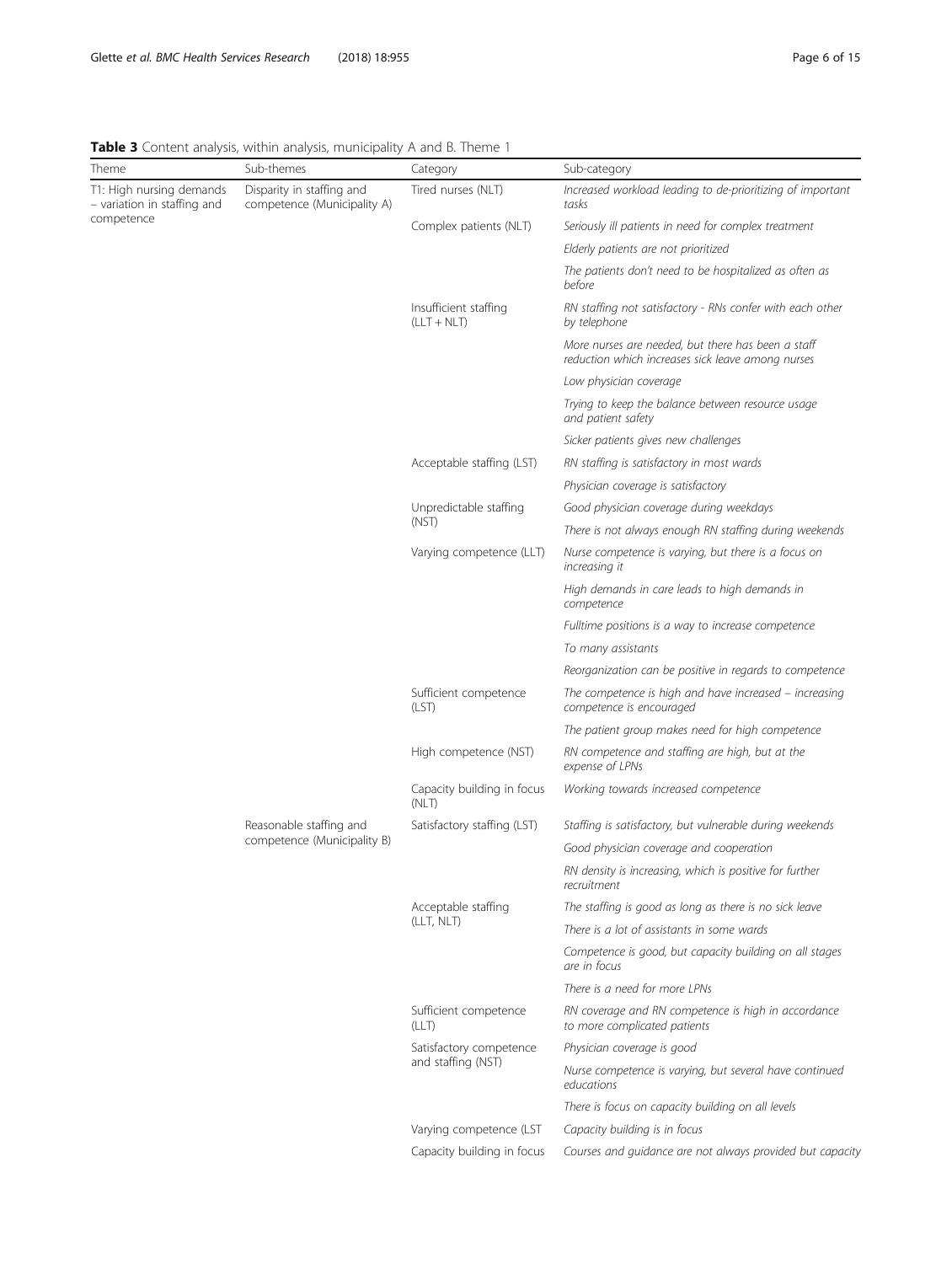**Table 3** Content analysis, within analysis, municipality A and B. Theme 1

| Theme | Sub-themes | Category | Sub-category |
|---|---|---|---|
| T1: High nursing demands – variation in staffing and competence | Disparity in staffing and competence (Municipality A) | Tired nurses (NLT) | *Increased workload leading to de-prioritizing of important tasks* |
| | | Complex patients (NLT) | *Seriously ill patients in need for complex treatment* |
| | | | *Elderly patients are not prioritized* |
| | | | *The patients don't need to be hospitalized as often as before* |
| | | Insufficient staffing (LLT + NLT) | *RN staffing not satisfactory - RNs confer with each other by telephone* |
| | | | *More nurses are needed, but there has been a staff reduction which increases sick leave among nurses* |
| | | | *Low physician coverage* |
| | | | *Trying to keep the balance between resource usage and patient safety* |
| | | | *Sicker patients gives new challenges* |
| | | Acceptable staffing (LST) | *RN staffing is satisfactory in most wards* |
| | | | *Physician coverage is satisfactory* |
| | | Unpredictable staffing (NST) | *Good physician coverage during weekdays* |
| | | | *There is not always enough RN staffing during weekends* |
| | | Varying competence (LLT) | *Nurse competence is varying, but there is a focus on increasing it* |
| | | | *High demands in care leads to high demands in competence* |
| | | | *Fulltime positions is a way to increase competence* |
| | | | *To many assistants* |
| | | | *Reorganization can be positive in regards to competence* |
| | | Sufficient competence (LST) | *The competence is high and have increased – increasing competence is encouraged* |
| | | | *The patient group makes need for high competence* |
| | | High competence (NST) | *RN competence and staffing are high, but at the expense of LPNs* |
| | | Capacity building in focus (NLT) | *Working towards increased competence* |
| | Reasonable staffing and competence (Municipality B) | Satisfactory staffing (LST) | *Staffing is satisfactory, but vulnerable during weekends* |
| | | | *Good physician coverage and cooperation* |
| | | | *RN density is increasing, which is positive for further recruitment* |
| | | Acceptable staffing (LLT, NLT) | *The staffing is good as long as there is no sick leave* |
| | | | *There is a lot of assistants in some wards* |
| | | | *Competence is good, but capacity building on all stages are in focus* |
| | | | *There is a need for more LPNs* |
| | | Sufficient competence (LLT) | *RN coverage and RN competence is high in accordance to more complicated patients* |
| | | Satisfactory competence and staffing (NST) | *Physician coverage is good* |
| | | | *Nurse competence is varying, but several have continued educations* |
| | | | *There is focus on capacity building on all levels* |
| | | Varying competence (LST | *Capacity building is in focus* |
| | | Capacity building in focus | *Courses and guidance are not always provided but capacity* |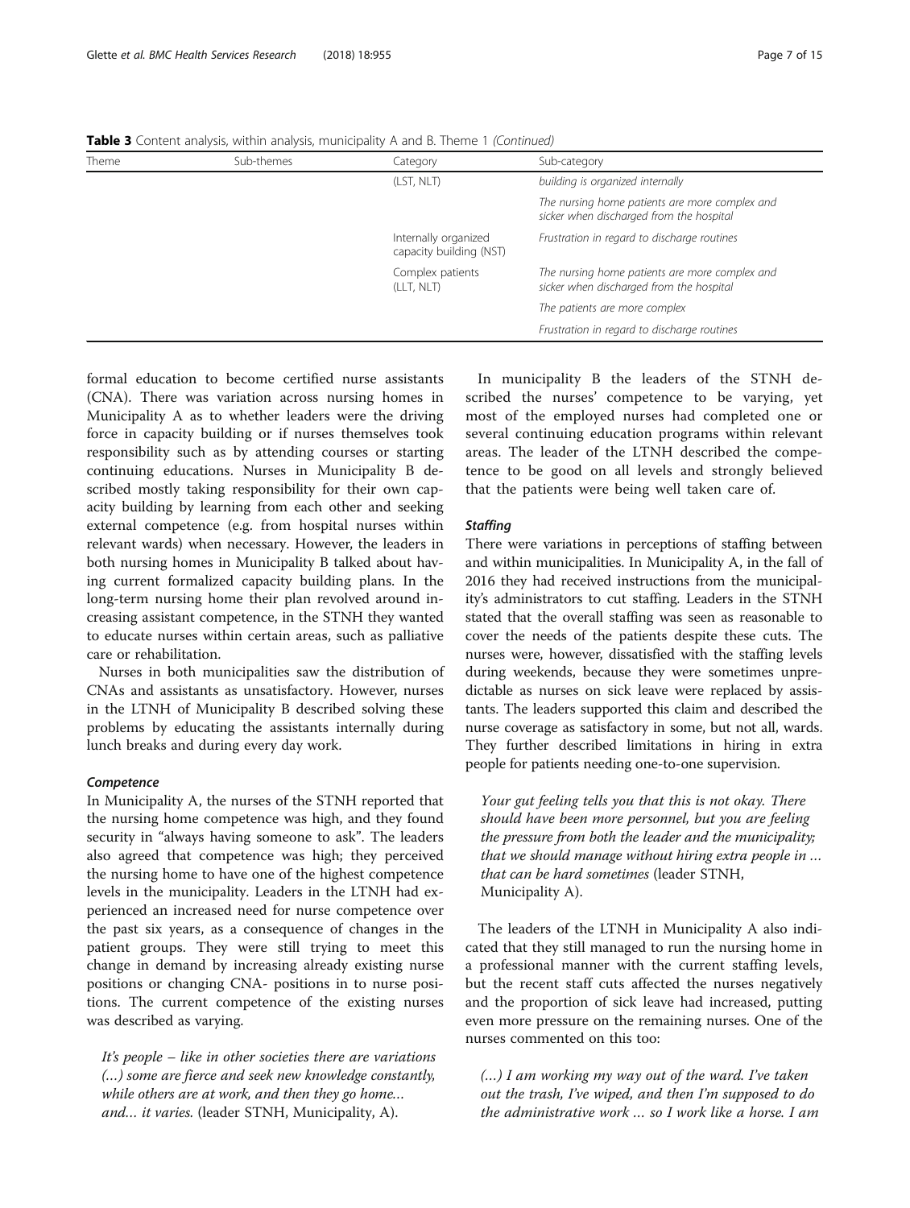**Table 3** Content analysis, within analysis, municipality A and B. Theme 1 *(Continued)*

| Theme | Sub-themes | Category | Sub-category |
|---|---|---|---|
| | | (LST, NLT) | *building is organized internally* |
| | | | *The nursing home patients are more complex and sicker when discharged from the hospital* |
| | | Internally organized capacity building (NST) | *Frustration in regard to discharge routines* |
| | | Complex patients (LLT, NLT) | *The nursing home patients are more complex and sicker when discharged from the hospital* |
| | | | *The patients are more complex* |
| | | | *Frustration in regard to discharge routines* |

formal education to become certified nurse assistants (CNA). There was variation across nursing homes in Municipality A as to whether leaders were the driving force in capacity building or if nurses themselves took responsibility such as by attending courses or starting continuing educations. Nurses in Municipality B described mostly taking responsibility for their own capacity building by learning from each other and seeking external competence (e.g. from hospital nurses within relevant wards) when necessary. However, the leaders in both nursing homes in Municipality B talked about having current formalized capacity building plans. In the long-term nursing home their plan revolved around increasing assistant competence, in the STNH they wanted to educate nurses within certain areas, such as palliative care or rehabilitation.

Nurses in both municipalities saw the distribution of CNAs and assistants as unsatisfactory. However, nurses in the LTNH of Municipality B described solving these problems by educating the assistants internally during lunch breaks and during every day work.

#### *Competence*

In Municipality A, the nurses of the STNH reported that the nursing home competence was high, and they found security in "always having someone to ask". The leaders also agreed that competence was high; they perceived the nursing home to have one of the highest competence levels in the municipality. Leaders in the LTNH had experienced an increased need for nurse competence over the past six years, as a consequence of changes in the patient groups. They were still trying to meet this change in demand by increasing already existing nurse positions or changing CNA- positions in to nurse positions. The current competence of the existing nurses was described as varying.

> *It's people – like in other societies there are variations (…) some are fierce and seek new knowledge constantly, while others are at work, and then they go home… and… it varies.* (leader STNH, Municipality, A).

In municipality B the leaders of the STNH described the nurses' competence to be varying, yet most of the employed nurses had completed one or several continuing education programs within relevant areas. The leader of the LTNH described the competence to be good on all levels and strongly believed that the patients were being well taken care of.

#### *Staffing*

There were variations in perceptions of staffing between and within municipalities. In Municipality A, in the fall of 2016 they had received instructions from the municipality's administrators to cut staffing. Leaders in the STNH stated that the overall staffing was seen as reasonable to cover the needs of the patients despite these cuts. The nurses were, however, dissatisfied with the staffing levels during weekends, because they were sometimes unpredictable as nurses on sick leave were replaced by assistants. The leaders supported this claim and described the nurse coverage as satisfactory in some, but not all, wards. They further described limitations in hiring in extra people for patients needing one-to-one supervision.

> *Your gut feeling tells you that this is not okay. There should have been more personnel, but you are feeling the pressure from both the leader and the municipality; that we should manage without hiring extra people in … that can be hard sometimes* (leader STNH, Municipality A).

The leaders of the LTNH in Municipality A also indicated that they still managed to run the nursing home in a professional manner with the current staffing levels, but the recent staff cuts affected the nurses negatively and the proportion of sick leave had increased, putting even more pressure on the remaining nurses. One of the nurses commented on this too:

> *(…) I am working my way out of the ward. I've taken out the trash, I've wiped, and then I'm supposed to do the administrative work … so I work like a horse. I am*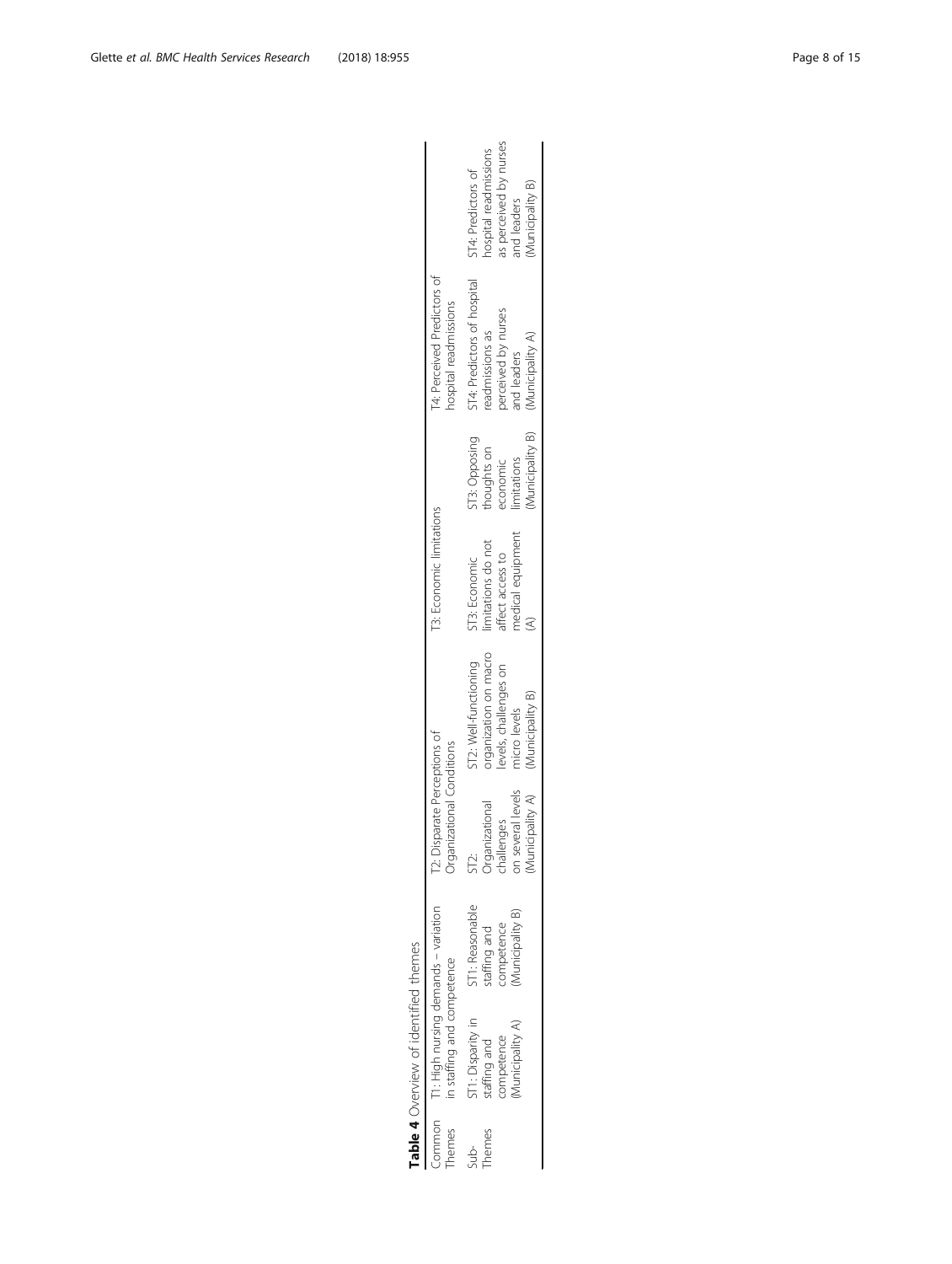**Table 4** Overview of identified themes

| Common Themes | T1: High nursing demands – variation in staffing and competence | | T2: Disparate Perceptions of Organizational Conditions | | T3: Economic limitations | | T4: Perceived Predictors of hospital readmissions | |
|---|---|---|---|---|---|---|---|---|
| Sub-Themes | ST1: Disparity in staffing and competence (Municipality A) | ST1: Reasonable staffing and competence (Municipality B) | ST2: Organizational challenges on several levels (Municipality A) | ST2: Well-functioning organization on macro levels, challenges on micro levels (Municipality B) | ST3: Economic limitations do not affect access to medical equipment (A) | ST3: Opposing thoughts on economic limitations (Municipality B) | ST4: Predictors of hospital readmissions as perceived by nurses and leaders (Municipality A) | ST4: Predictors of hospital readmissions as perceived by nurses and leaders (Municipality B) |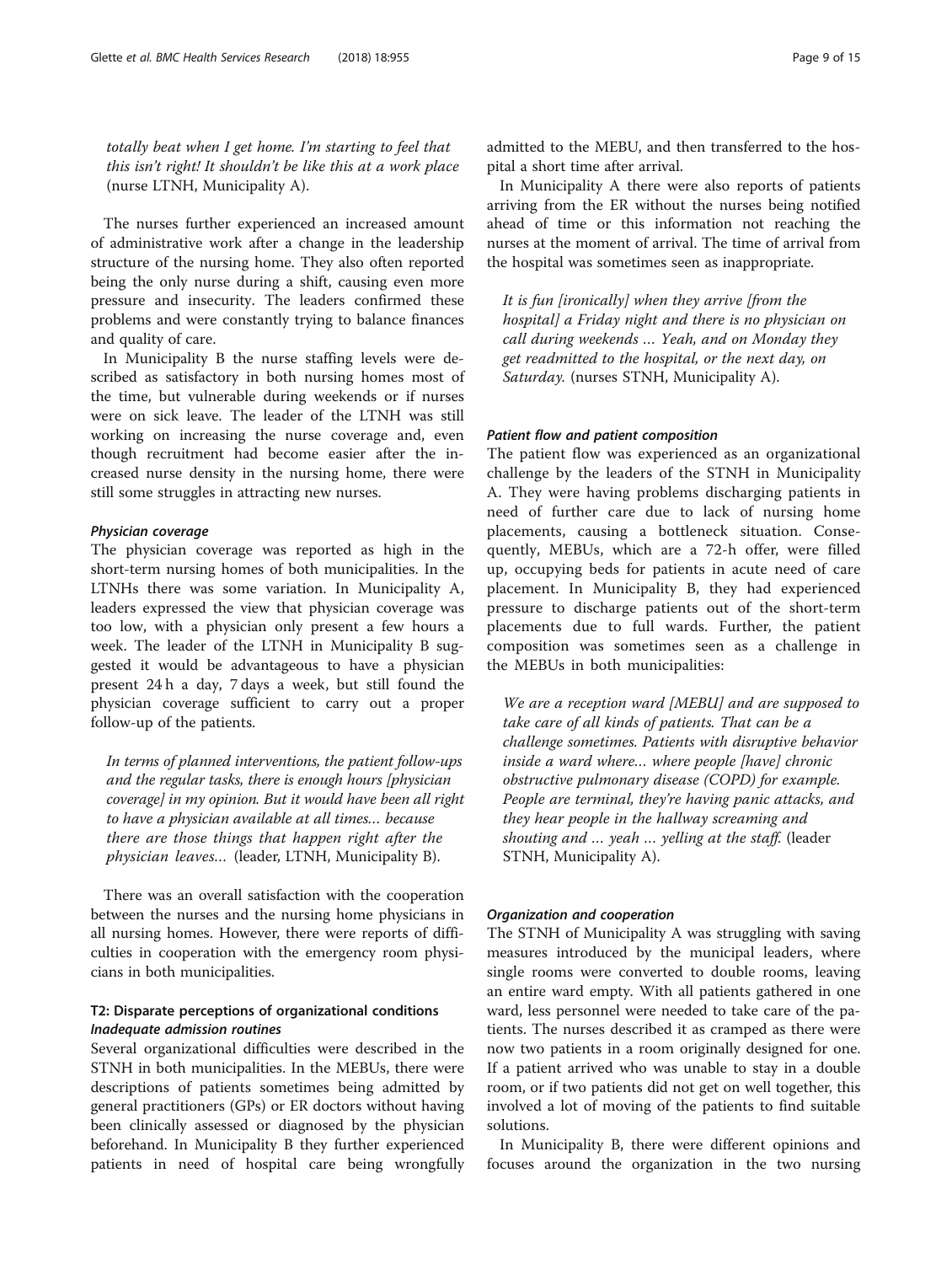*totally beat when I get home. I'm starting to feel that this isn't right! It shouldn't be like this at a work place* (nurse LTNH, Municipality A).

The nurses further experienced an increased amount of administrative work after a change in the leadership structure of the nursing home. They also often reported being the only nurse during a shift, causing even more pressure and insecurity. The leaders confirmed these problems and were constantly trying to balance finances and quality of care.

In Municipality B the nurse staffing levels were described as satisfactory in both nursing homes most of the time, but vulnerable during weekends or if nurses were on sick leave. The leader of the LTNH was still working on increasing the nurse coverage and, even though recruitment had become easier after the increased nurse density in the nursing home, there were still some struggles in attracting new nurses.

#### *Physician coverage*

The physician coverage was reported as high in the short-term nursing homes of both municipalities. In the LTNHs there was some variation. In Municipality A, leaders expressed the view that physician coverage was too low, with a physician only present a few hours a week. The leader of the LTNH in Municipality B suggested it would be advantageous to have a physician present 24 h a day, 7 days a week, but still found the physician coverage sufficient to carry out a proper follow-up of the patients.

*In terms of planned interventions, the patient follow-ups and the regular tasks, there is enough hours [physician coverage] in my opinion. But it would have been all right to have a physician available at all times… because there are those things that happen right after the physician leaves…* (leader, LTNH, Municipality B).

There was an overall satisfaction with the cooperation between the nurses and the nursing home physicians in all nursing homes. However, there were reports of difficulties in cooperation with the emergency room physicians in both municipalities.

### T2: Disparate perceptions of organizational conditions

#### *Inadequate admission routines*

Several organizational difficulties were described in the STNH in both municipalities. In the MEBUs, there were descriptions of patients sometimes being admitted by general practitioners (GPs) or ER doctors without having been clinically assessed or diagnosed by the physician beforehand. In Municipality B they further experienced patients in need of hospital care being wrongfully admitted to the MEBU, and then transferred to the hospital a short time after arrival.

In Municipality A there were also reports of patients arriving from the ER without the nurses being notified ahead of time or this information not reaching the nurses at the moment of arrival. The time of arrival from the hospital was sometimes seen as inappropriate.

*It is fun [ironically] when they arrive [from the hospital] a Friday night and there is no physician on call during weekends … Yeah, and on Monday they get readmitted to the hospital, or the next day, on Saturday.* (nurses STNH, Municipality A).

#### *Patient flow and patient composition*

The patient flow was experienced as an organizational challenge by the leaders of the STNH in Municipality A. They were having problems discharging patients in need of further care due to lack of nursing home placements, causing a bottleneck situation. Consequently, MEBUs, which are a 72-h offer, were filled up, occupying beds for patients in acute need of care placement. In Municipality B, they had experienced pressure to discharge patients out of the short-term placements due to full wards. Further, the patient composition was sometimes seen as a challenge in the MEBUs in both municipalities:

*We are a reception ward [MEBU] and are supposed to take care of all kinds of patients. That can be a challenge sometimes. Patients with disruptive behavior inside a ward where… where people [have] chronic obstructive pulmonary disease (COPD) for example. People are terminal, they're having panic attacks, and they hear people in the hallway screaming and shouting and … yeah … yelling at the staff.* (leader STNH, Municipality A).

#### *Organization and cooperation*

The STNH of Municipality A was struggling with saving measures introduced by the municipal leaders, where single rooms were converted to double rooms, leaving an entire ward empty. With all patients gathered in one ward, less personnel were needed to take care of the patients. The nurses described it as cramped as there were now two patients in a room originally designed for one. If a patient arrived who was unable to stay in a double room, or if two patients did not get on well together, this involved a lot of moving of the patients to find suitable solutions.

In Municipality B, there were different opinions and focuses around the organization in the two nursing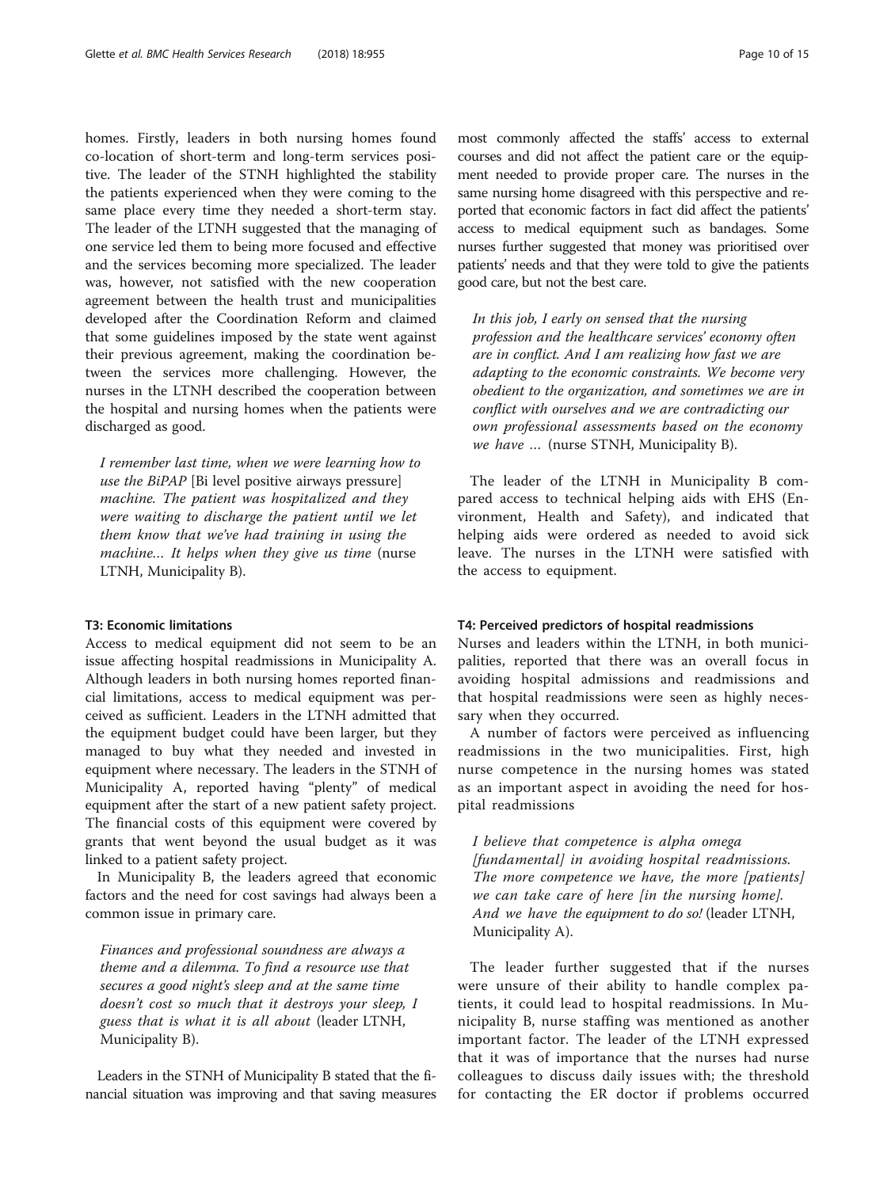homes. Firstly, leaders in both nursing homes found co-location of short-term and long-term services positive. The leader of the STNH highlighted the stability the patients experienced when they were coming to the same place every time they needed a short-term stay. The leader of the LTNH suggested that the managing of one service led them to being more focused and effective and the services becoming more specialized. The leader was, however, not satisfied with the new cooperation agreement between the health trust and municipalities developed after the Coordination Reform and claimed that some guidelines imposed by the state went against their previous agreement, making the coordination between the services more challenging. However, the nurses in the LTNH described the cooperation between the hospital and nursing homes when the patients were discharged as good.

> *I remember last time, when we were learning how to use the BiPAP* [Bi level positive airways pressure] *machine. The patient was hospitalized and they were waiting to discharge the patient until we let them know that we've had training in using the machine… It helps when they give us time* (nurse LTNH, Municipality B).

#### T3: Economic limitations

Access to medical equipment did not seem to be an issue affecting hospital readmissions in Municipality A. Although leaders in both nursing homes reported financial limitations, access to medical equipment was perceived as sufficient. Leaders in the LTNH admitted that the equipment budget could have been larger, but they managed to buy what they needed and invested in equipment where necessary. The leaders in the STNH of Municipality A, reported having "plenty" of medical equipment after the start of a new patient safety project. The financial costs of this equipment were covered by grants that went beyond the usual budget as it was linked to a patient safety project.

In Municipality B, the leaders agreed that economic factors and the need for cost savings had always been a common issue in primary care.

> *Finances and professional soundness are always a theme and a dilemma. To find a resource use that secures a good night's sleep and at the same time doesn't cost so much that it destroys your sleep, I guess that is what it is all about* (leader LTNH, Municipality B).

Leaders in the STNH of Municipality B stated that the financial situation was improving and that saving measures most commonly affected the staffs' access to external courses and did not affect the patient care or the equipment needed to provide proper care. The nurses in the same nursing home disagreed with this perspective and reported that economic factors in fact did affect the patients' access to medical equipment such as bandages. Some nurses further suggested that money was prioritised over patients' needs and that they were told to give the patients good care, but not the best care.

> *In this job, I early on sensed that the nursing profession and the healthcare services' economy often are in conflict. And I am realizing how fast we are adapting to the economic constraints. We become very obedient to the organization, and sometimes we are in conflict with ourselves and we are contradicting our own professional assessments based on the economy we have …* (nurse STNH, Municipality B).

The leader of the LTNH in Municipality B compared access to technical helping aids with EHS (Environment, Health and Safety), and indicated that helping aids were ordered as needed to avoid sick leave. The nurses in the LTNH were satisfied with the access to equipment.

#### T4: Perceived predictors of hospital readmissions

Nurses and leaders within the LTNH, in both municipalities, reported that there was an overall focus in avoiding hospital admissions and readmissions and that hospital readmissions were seen as highly necessary when they occurred.

A number of factors were perceived as influencing readmissions in the two municipalities. First, high nurse competence in the nursing homes was stated as an important aspect in avoiding the need for hospital readmissions

> *I believe that competence is alpha omega [fundamental] in avoiding hospital readmissions. The more competence we have, the more [patients] we can take care of here [in the nursing home]. And we have the equipment to do so!* (leader LTNH, Municipality A).

The leader further suggested that if the nurses were unsure of their ability to handle complex patients, it could lead to hospital readmissions. In Municipality B, nurse staffing was mentioned as another important factor. The leader of the LTNH expressed that it was of importance that the nurses had nurse colleagues to discuss daily issues with; the threshold for contacting the ER doctor if problems occurred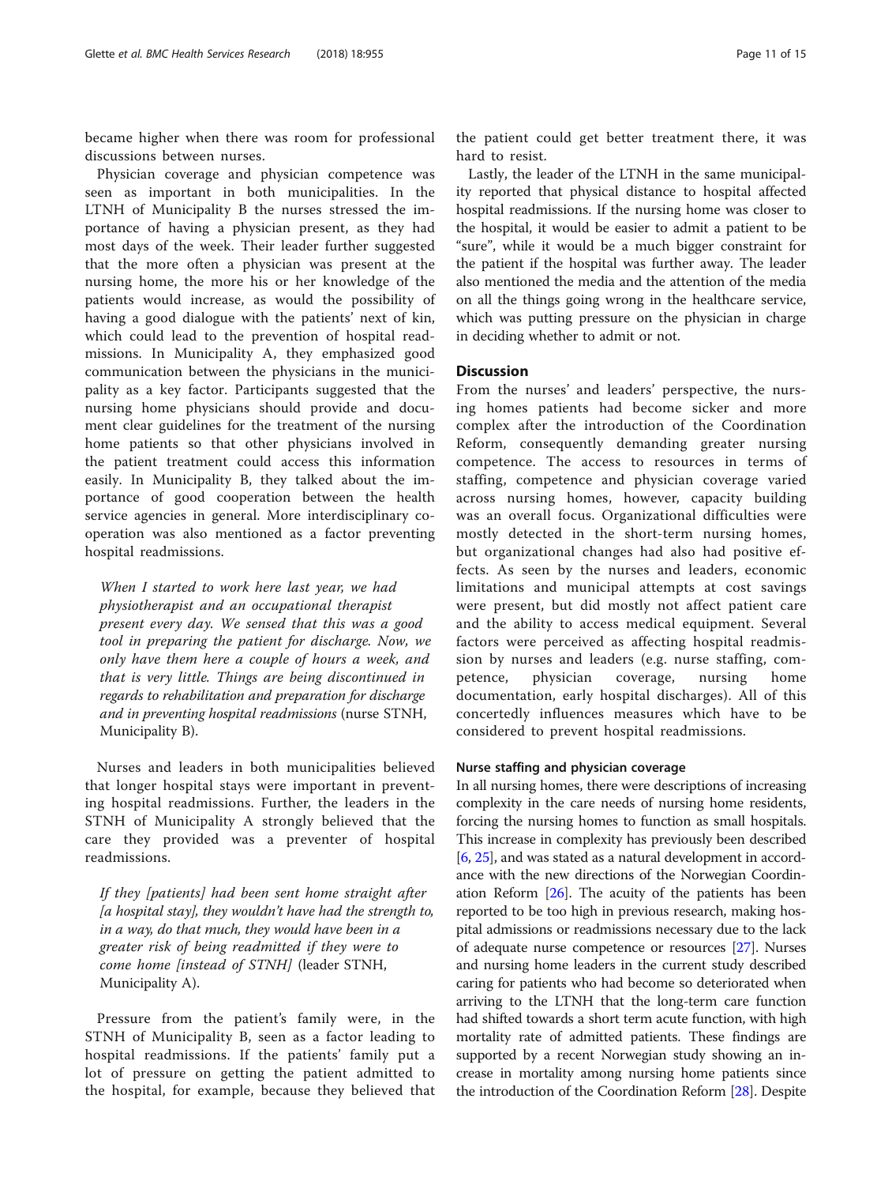became higher when there was room for professional discussions between nurses.

Physician coverage and physician competence was seen as important in both municipalities. In the LTNH of Municipality B the nurses stressed the importance of having a physician present, as they had most days of the week. Their leader further suggested that the more often a physician was present at the nursing home, the more his or her knowledge of the patients would increase, as would the possibility of having a good dialogue with the patients' next of kin, which could lead to the prevention of hospital readmissions. In Municipality A, they emphasized good communication between the physicians in the municipality as a key factor. Participants suggested that the nursing home physicians should provide and document clear guidelines for the treatment of the nursing home patients so that other physicians involved in the patient treatment could access this information easily. In Municipality B, they talked about the importance of good cooperation between the health service agencies in general. More interdisciplinary cooperation was also mentioned as a factor preventing hospital readmissions.

> *When I started to work here last year, we had physiotherapist and an occupational therapist present every day. We sensed that this was a good tool in preparing the patient for discharge. Now, we only have them here a couple of hours a week, and that is very little. Things are being discontinued in regards to rehabilitation and preparation for discharge and in preventing hospital readmissions* (nurse STNH, Municipality B).

Nurses and leaders in both municipalities believed that longer hospital stays were important in preventing hospital readmissions. Further, the leaders in the STNH of Municipality A strongly believed that the care they provided was a preventer of hospital readmissions.

> *If they [patients] had been sent home straight after [a hospital stay], they wouldn't have had the strength to, in a way, do that much, they would have been in a greater risk of being readmitted if they were to come home [instead of STNH]* (leader STNH, Municipality A).

Pressure from the patient's family were, in the STNH of Municipality B, seen as a factor leading to hospital readmissions. If the patients' family put a lot of pressure on getting the patient admitted to the hospital, for example, because they believed that the patient could get better treatment there, it was hard to resist.

Lastly, the leader of the LTNH in the same municipality reported that physical distance to hospital affected hospital readmissions. If the nursing home was closer to the hospital, it would be easier to admit a patient to be "sure", while it would be a much bigger constraint for the patient if the hospital was further away. The leader also mentioned the media and the attention of the media on all the things going wrong in the healthcare service, which was putting pressure on the physician in charge in deciding whether to admit or not.

## Discussion

From the nurses' and leaders' perspective, the nursing homes patients had become sicker and more complex after the introduction of the Coordination Reform, consequently demanding greater nursing competence. The access to resources in terms of staffing, competence and physician coverage varied across nursing homes, however, capacity building was an overall focus. Organizational difficulties were mostly detected in the short-term nursing homes, but organizational changes had also had positive effects. As seen by the nurses and leaders, economic limitations and municipal attempts at cost savings were present, but did mostly not affect patient care and the ability to access medical equipment. Several factors were perceived as affecting hospital readmission by nurses and leaders (e.g. nurse staffing, competence, physician coverage, nursing home documentation, early hospital discharges). All of this concertedly influences measures which have to be considered to prevent hospital readmissions.

### Nurse staffing and physician coverage

In all nursing homes, there were descriptions of increasing complexity in the care needs of nursing home residents, forcing the nursing homes to function as small hospitals. This increase in complexity has previously been described [6, 25], and was stated as a natural development in accordance with the new directions of the Norwegian Coordination Reform [26]. The acuity of the patients has been reported to be too high in previous research, making hospital admissions or readmissions necessary due to the lack of adequate nurse competence or resources [27]. Nurses and nursing home leaders in the current study described caring for patients who had become so deteriorated when arriving to the LTNH that the long-term care function had shifted towards a short term acute function, with high mortality rate of admitted patients. These findings are supported by a recent Norwegian study showing an increase in mortality among nursing home patients since the introduction of the Coordination Reform [28]. Despite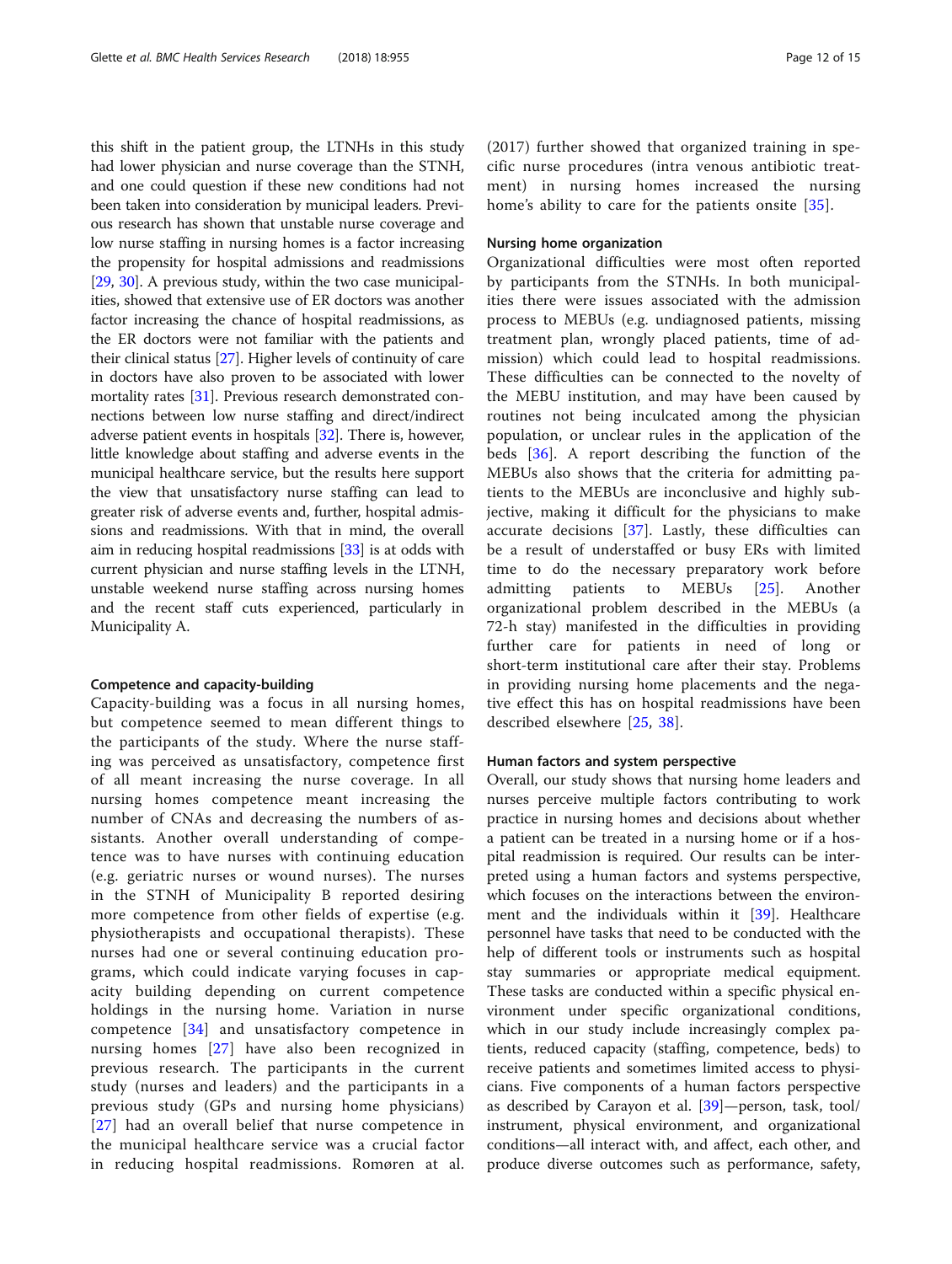this shift in the patient group, the LTNHs in this study had lower physician and nurse coverage than the STNH, and one could question if these new conditions had not been taken into consideration by municipal leaders. Previous research has shown that unstable nurse coverage and low nurse staffing in nursing homes is a factor increasing the propensity for hospital admissions and readmissions [29, 30]. A previous study, within the two case municipalities, showed that extensive use of ER doctors was another factor increasing the chance of hospital readmissions, as the ER doctors were not familiar with the patients and their clinical status [27]. Higher levels of continuity of care in doctors have also proven to be associated with lower mortality rates [31]. Previous research demonstrated connections between low nurse staffing and direct/indirect adverse patient events in hospitals [32]. There is, however, little knowledge about staffing and adverse events in the municipal healthcare service, but the results here support the view that unsatisfactory nurse staffing can lead to greater risk of adverse events and, further, hospital admissions and readmissions. With that in mind, the overall aim in reducing hospital readmissions [33] is at odds with current physician and nurse staffing levels in the LTNH, unstable weekend nurse staffing across nursing homes and the recent staff cuts experienced, particularly in Municipality A.

### Competence and capacity-building

Capacity-building was a focus in all nursing homes, but competence seemed to mean different things to the participants of the study. Where the nurse staffing was perceived as unsatisfactory, competence first of all meant increasing the nurse coverage. In all nursing homes competence meant increasing the number of CNAs and decreasing the numbers of assistants. Another overall understanding of competence was to have nurses with continuing education (e.g. geriatric nurses or wound nurses). The nurses in the STNH of Municipality B reported desiring more competence from other fields of expertise (e.g. physiotherapists and occupational therapists). These nurses had one or several continuing education programs, which could indicate varying focuses in capacity building depending on current competence holdings in the nursing home. Variation in nurse competence [34] and unsatisfactory competence in nursing homes [27] have also been recognized in previous research. The participants in the current study (nurses and leaders) and the participants in a previous study (GPs and nursing home physicians) [27] had an overall belief that nurse competence in the municipal healthcare service was a crucial factor in reducing hospital readmissions. Romøren at al. (2017) further showed that organized training in specific nurse procedures (intra venous antibiotic treatment) in nursing homes increased the nursing home's ability to care for the patients onsite [35].

### Nursing home organization

Organizational difficulties were most often reported by participants from the STNHs. In both municipalities there were issues associated with the admission process to MEBUs (e.g. undiagnosed patients, missing treatment plan, wrongly placed patients, time of admission) which could lead to hospital readmissions. These difficulties can be connected to the novelty of the MEBU institution, and may have been caused by routines not being inculcated among the physician population, or unclear rules in the application of the beds [36]. A report describing the function of the MEBUs also shows that the criteria for admitting patients to the MEBUs are inconclusive and highly subjective, making it difficult for the physicians to make accurate decisions [37]. Lastly, these difficulties can be a result of understaffed or busy ERs with limited time to do the necessary preparatory work before admitting patients to MEBUs [25]. Another organizational problem described in the MEBUs (a 72-h stay) manifested in the difficulties in providing further care for patients in need of long or short-term institutional care after their stay. Problems in providing nursing home placements and the negative effect this has on hospital readmissions have been described elsewhere [25, 38].

### Human factors and system perspective

Overall, our study shows that nursing home leaders and nurses perceive multiple factors contributing to work practice in nursing homes and decisions about whether a patient can be treated in a nursing home or if a hospital readmission is required. Our results can be interpreted using a human factors and systems perspective, which focuses on the interactions between the environment and the individuals within it [39]. Healthcare personnel have tasks that need to be conducted with the help of different tools or instruments such as hospital stay summaries or appropriate medical equipment. These tasks are conducted within a specific physical environment under specific organizational conditions, which in our study include increasingly complex patients, reduced capacity (staffing, competence, beds) to receive patients and sometimes limited access to physicians. Five components of a human factors perspective as described by Carayon et al. [39]—person, task, tool/instrument, physical environment, and organizational conditions—all interact with, and affect, each other, and produce diverse outcomes such as performance, safety,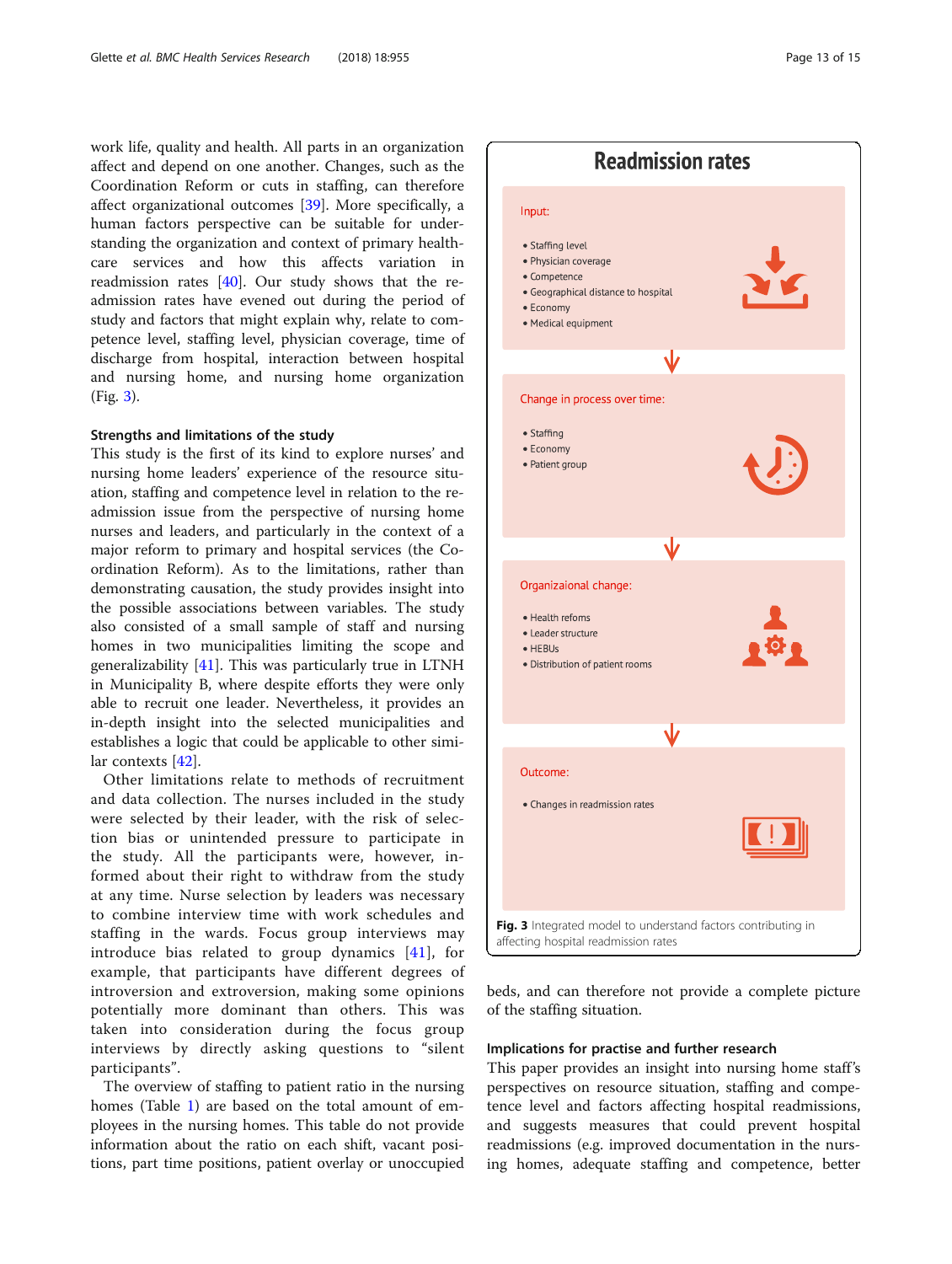work life, quality and health. All parts in an organization affect and depend on one another. Changes, such as the Coordination Reform or cuts in staffing, can therefore affect organizational outcomes [39]. More specifically, a human factors perspective can be suitable for understanding the organization and context of primary healthcare services and how this affects variation in readmission rates [40]. Our study shows that the readmission rates have evened out during the period of study and factors that might explain why, relate to competence level, staffing level, physician coverage, time of discharge from hospital, interaction between hospital and nursing home, and nursing home organization (Fig. 3).

### Strengths and limitations of the study

This study is the first of its kind to explore nurses' and nursing home leaders' experience of the resource situation, staffing and competence level in relation to the readmission issue from the perspective of nursing home nurses and leaders, and particularly in the context of a major reform to primary and hospital services (the Coordination Reform). As to the limitations, rather than demonstrating causation, the study provides insight into the possible associations between variables. The study also consisted of a small sample of staff and nursing homes in two municipalities limiting the scope and generalizability [41]. This was particularly true in LTNH in Municipality B, where despite efforts they were only able to recruit one leader. Nevertheless, it provides an in-depth insight into the selected municipalities and establishes a logic that could be applicable to other similar contexts [42].

Other limitations relate to methods of recruitment and data collection. The nurses included in the study were selected by their leader, with the risk of selection bias or unintended pressure to participate in the study. All the participants were, however, informed about their right to withdraw from the study at any time. Nurse selection by leaders was necessary to combine interview time with work schedules and staffing in the wards. Focus group interviews may introduce bias related to group dynamics [41], for example, that participants have different degrees of introversion and extroversion, making some opinions potentially more dominant than others. This was taken into consideration during the focus group interviews by directly asking questions to "silent participants".

The overview of staffing to patient ratio in the nursing homes (Table 1) are based on the total amount of employees in the nursing homes. This table do not provide information about the ratio on each shift, vacant positions, part time positions, patient overlay or unoccupied beds, and can therefore not provide a complete picture of the staffing situation.

**Readmission rates**

Input:

- Staffing level
- Physician coverage
- Competence
- Geographical distance to hospital
- Economy
- Medical equipment

Change in process over time:

- Staffing
- Economy
- Patient group

Organizaional change:

- Health refoms
- Leader structure
- HEBUs
- Distribution of patient rooms

Outcome:

- Changes in readmission rates

**Fig. 3** Integrated model to understand factors contributing in affecting hospital readmission rates

### Implications for practise and further research

This paper provides an insight into nursing home staff's perspectives on resource situation, staffing and competence level and factors affecting hospital readmissions, and suggests measures that could prevent hospital readmissions (e.g. improved documentation in the nursing homes, adequate staffing and competence, better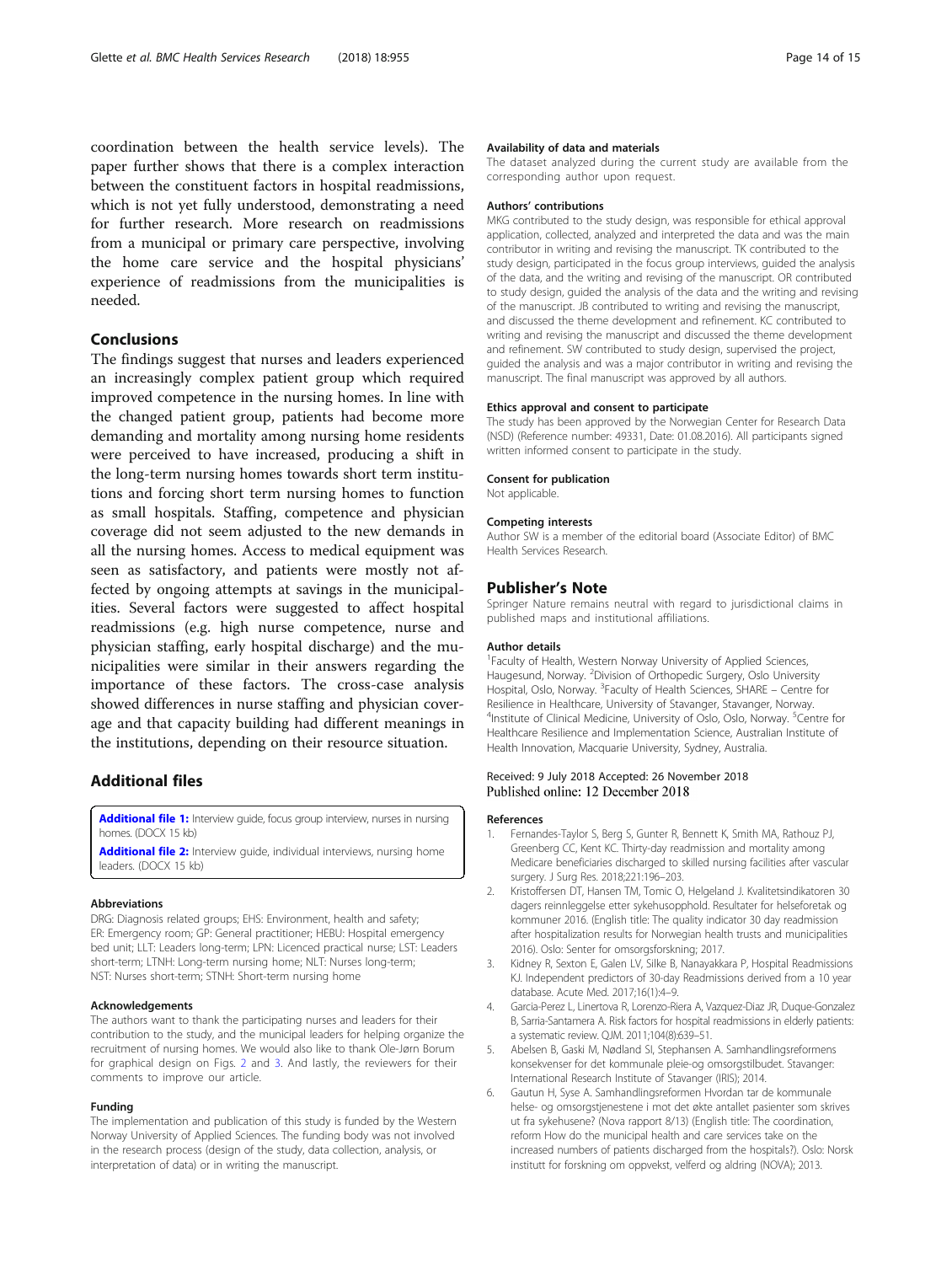coordination between the health service levels). The paper further shows that there is a complex interaction between the constituent factors in hospital readmissions, which is not yet fully understood, demonstrating a need for further research. More research on readmissions from a municipal or primary care perspective, involving the home care service and the hospital physicians' experience of readmissions from the municipalities is needed.

## Conclusions

The findings suggest that nurses and leaders experienced an increasingly complex patient group which required improved competence in the nursing homes. In line with the changed patient group, patients had become more demanding and mortality among nursing home residents were perceived to have increased, producing a shift in the long-term nursing homes towards short term institutions and forcing short term nursing homes to function as small hospitals. Staffing, competence and physician coverage did not seem adjusted to the new demands in all the nursing homes. Access to medical equipment was seen as satisfactory, and patients were mostly not affected by ongoing attempts at savings in the municipalities. Several factors were suggested to affect hospital readmissions (e.g. high nurse competence, nurse and physician staffing, early hospital discharge) and the municipalities were similar in their answers regarding the importance of these factors. The cross-case analysis showed differences in nurse staffing and physician coverage and that capacity building had different meanings in the institutions, depending on their resource situation.

## Additional files

**Additional file 1:** Interview guide, focus group interview, nurses in nursing homes. (DOCX 15 kb)

**Additional file 2:** Interview guide, individual interviews, nursing home leaders. (DOCX 15 kb)

#### Abbreviations

DRG: Diagnosis related groups; EHS: Environment, health and safety; ER: Emergency room; GP: General practitioner; HEBU: Hospital emergency bed unit; LLT: Leaders long-term; LPN: Licenced practical nurse; LST: Leaders short-term; LTNH: Long-term nursing home; NLT: Nurses long-term; NST: Nurses short-term; STNH: Short-term nursing home

#### Acknowledgements

The authors want to thank the participating nurses and leaders for their contribution to the study, and the municipal leaders for helping organize the recruitment of nursing homes. We would also like to thank Ole-Jørn Borum for graphical design on Figs. 2 and 3. And lastly, the reviewers for their comments to improve our article.

#### Funding

The implementation and publication of this study is funded by the Western Norway University of Applied Sciences. The funding body was not involved in the research process (design of the study, data collection, analysis, or interpretation of data) or in writing the manuscript.

#### Availability of data and materials

The dataset analyzed during the current study are available from the corresponding author upon request.

#### Authors' contributions

MKG contributed to the study design, was responsible for ethical approval application, collected, analyzed and interpreted the data and was the main contributor in writing and revising the manuscript. TK contributed to the study design, participated in the focus group interviews, guided the analysis of the data, and the writing and revising of the manuscript. OR contributed to study design, guided the analysis of the data and the writing and revising of the manuscript. JB contributed to writing and revising the manuscript, and discussed the theme development and refinement. KC contributed to writing and revising the manuscript and discussed the theme development and refinement. SW contributed to study design, supervised the project, guided the analysis and was a major contributor in writing and revising the manuscript. The final manuscript was approved by all authors.

#### Ethics approval and consent to participate

The study has been approved by the Norwegian Center for Research Data (NSD) (Reference number: 49331, Date: 01.08.2016). All participants signed written informed consent to participate in the study.

#### Consent for publication

Not applicable.

#### Competing interests

Author SW is a member of the editorial board (Associate Editor) of BMC Health Services Research.

## Publisher's Note

Springer Nature remains neutral with regard to jurisdictional claims in published maps and institutional affiliations.

#### Author details

[1]Faculty of Health, Western Norway University of Applied Sciences, Haugesund, Norway. [2]Division of Orthopedic Surgery, Oslo University Hospital, Oslo, Norway. [3]Faculty of Health Sciences, SHARE – Centre for Resilience in Healthcare, University of Stavanger, Stavanger, Norway. [4]Institute of Clinical Medicine, University of Oslo, Oslo, Norway. [5]Centre for Healthcare Resilience and Implementation Science, Australian Institute of Health Innovation, Macquarie University, Sydney, Australia.

Received: 9 July 2018 Accepted: 26 November 2018
Published online: 12 December 2018

#### References

1. Fernandes-Taylor S, Berg S, Gunter R, Bennett K, Smith MA, Rathouz PJ, Greenberg CC, Kent KC. Thirty-day readmission and mortality among Medicare beneficiaries discharged to skilled nursing facilities after vascular surgery. J Surg Res. 2018;221:196–203.
2. Kristoffersen DT, Hansen TM, Tomic O, Helgeland J. Kvalitetsindikatoren 30 dagers reinnleggelse etter sykehusopphold. Resultater for helseforetak og kommuner 2016. (English title: The quality indicator 30 day readmission after hospitalization results for Norwegian health trusts and municipalities 2016). Oslo: Senter for omsorgsforskning; 2017.
3. Kidney R, Sexton E, Galen LV, Silke B, Nanayakkara P, Hospital Readmissions KJ. Independent predictors of 30-day Readmissions derived from a 10 year database. Acute Med. 2017;16(1):4–9.
4. Garcia-Perez L, Linertova R, Lorenzo-Riera A, Vazquez-Diaz JR, Duque-Gonzalez B, Sarria-Santamera A. Risk factors for hospital readmissions in elderly patients: a systematic review. QJM. 2011;104(8):639–51.
5. Abelsen B, Gaski M, Nødland SI, Stephansen A. Samhandlingsreformens konsekvenser for det kommunale pleie-og omsorgstilbudet. Stavanger: International Research Institute of Stavanger (IRIS); 2014.
6. Gautun H, Syse A. Samhandlingsreformen Hvordan tar de kommunale helse- og omsorgstjenestene i mot det økte antallet pasienter som skrives ut fra sykehusene? (Nova rapport 8/13) (English title: The coordination, reform How do the municipal health and care services take on the increased numbers of patients discharged from the hospitals?). Oslo: Norsk institutt for forskning om oppvekst, velferd og aldring (NOVA); 2013.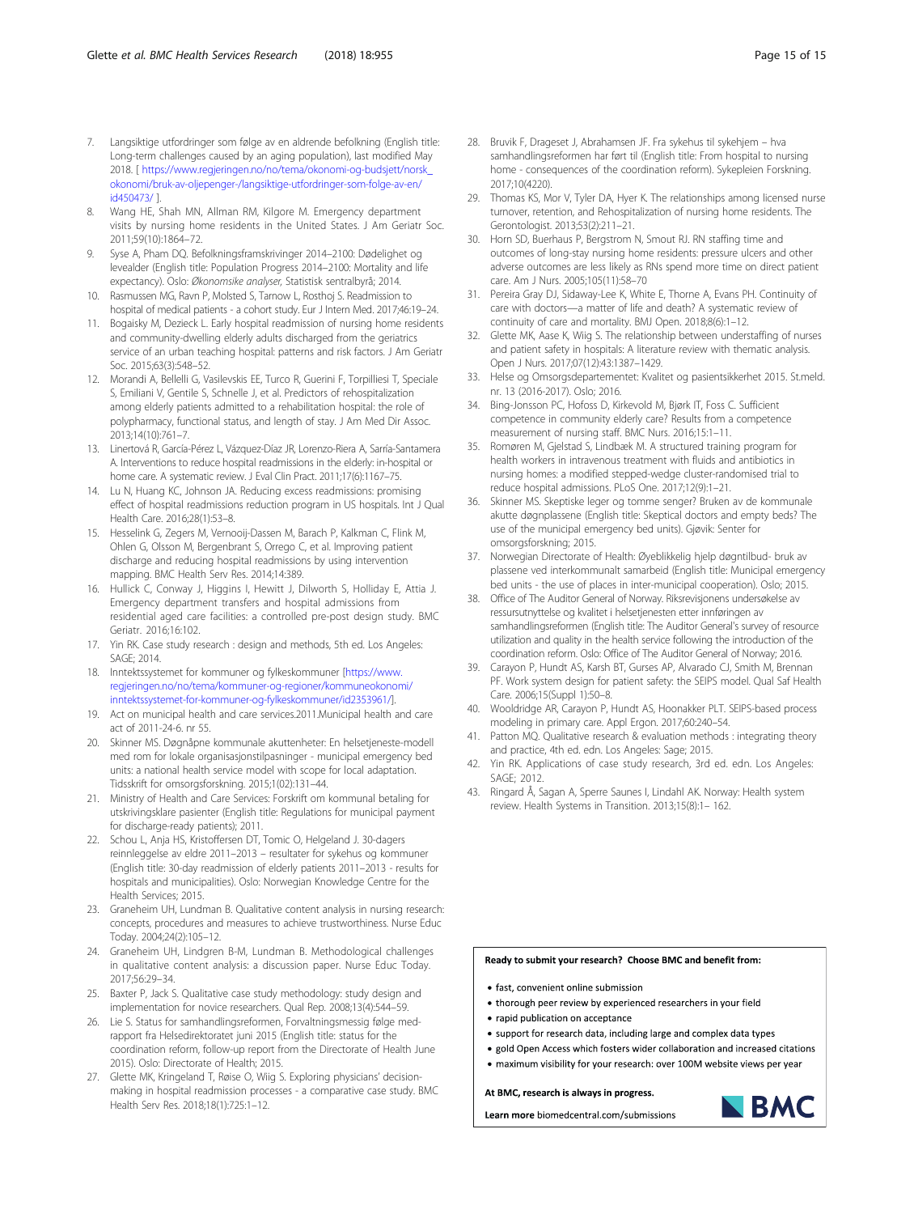7. Langsiktige utfordringer som følge av en aldrende befolkning (English title: Long-term challenges caused by an aging population), last modified May 2018. [ https://www.regjeringen.no/no/tema/okonomi-og-budsjett/norsk_okonomi/bruk-av-oljepenger-/langsiktige-utfordringer-som-folge-av-en/id450473/ ].
8. Wang HE, Shah MN, Allman RM, Kilgore M. Emergency department visits by nursing home residents in the United States. J Am Geriatr Soc. 2011;59(10):1864–72.
9. Syse A, Pham DQ. Befolkningsframskrivinger 2014–2100: Dødelighet og levealder (English title: Population Progress 2014–2100: Mortality and life expectancy). Oslo: *Økonomsike analyser,* Statistisk sentralbyrå; 2014.
10. Rasmussen MG, Ravn P, Molsted S, Tarnow L, Rosthoj S. Readmission to hospital of medical patients - a cohort study. Eur J Intern Med. 2017;46:19–24.
11. Bogaisky M, Dezieck L. Early hospital readmission of nursing home residents and community-dwelling elderly adults discharged from the geriatrics service of an urban teaching hospital: patterns and risk factors. J Am Geriatr Soc. 2015;63(3):548–52.
12. Morandi A, Bellelli G, Vasilevskis EE, Turco R, Guerini F, Torpilliesi T, Speciale S, Emiliani V, Gentile S, Schnelle J, et al. Predictors of rehospitalization among elderly patients admitted to a rehabilitation hospital: the role of polypharmacy, functional status, and length of stay. J Am Med Dir Assoc. 2013;14(10):761–7.
13. Linertová R, García-Pérez L, Vázquez-Díaz JR, Lorenzo-Riera A, Sarría-Santamera A. Interventions to reduce hospital readmissions in the elderly: in-hospital or home care. A systematic review. J Eval Clin Pract. 2011;17(6):1167–75.
14. Lu N, Huang KC, Johnson JA. Reducing excess readmissions: promising effect of hospital readmissions reduction program in US hospitals. Int J Qual Health Care. 2016;28(1):53–8.
15. Hesselink G, Zegers M, Vernooij-Dassen M, Barach P, Kalkman C, Flink M, Ohlen G, Olsson M, Bergenbrant S, Orrego C, et al. Improving patient discharge and reducing hospital readmissions by using intervention mapping. BMC Health Serv Res. 2014;14:389.
16. Hullick C, Conway J, Higgins I, Hewitt J, Dilworth S, Holliday E, Attia J. Emergency department transfers and hospital admissions from residential aged care facilities: a controlled pre-post design study. BMC Geriatr. 2016;16:102.
17. Yin RK. Case study research : design and methods, 5th ed. Los Angeles: SAGE; 2014.
18. Inntektssystemet for kommuner og fylkeskommuner [https://www.regjeringen.no/no/tema/kommuner-og-regioner/kommuneokonomi/inntektssystemet-for-kommuner-og-fylkeskommuner/id2353961/].
19. Act on municipal health and care services.2011.Municipal health and care act of 2011-24-6. nr 55.
20. Skinner MS. Døgnåpne kommunale akuttenheter: En helsetjeneste-modell med rom for lokale organisasjonstilpasninger - municipal emergency bed units: a national health service model with scope for local adaptation. Tidsskrift for omsorgsforskning. 2015;1(02):131–44.
21. Ministry of Health and Care Services: Forskrift om kommunal betaling for utskrivingsklare pasienter (English title: Regulations for municipal payment for discharge-ready patients); 2011.
22. Schou L, Anja HS, Kristoffersen DT, Tomic O, Helgeland J. 30-dagers reinnleggelse av eldre 2011–2013 – resultater for sykehus og kommuner (English title: 30-day readmission of elderly patients 2011–2013 - results for hospitals and municipalities). Oslo: Norwegian Knowledge Centre for the Health Services; 2015.
23. Graneheim UH, Lundman B. Qualitative content analysis in nursing research: concepts, procedures and measures to achieve trustworthiness. Nurse Educ Today. 2004;24(2):105–12.
24. Graneheim UH, Lindgren B-M, Lundman B. Methodological challenges in qualitative content analysis: a discussion paper. Nurse Educ Today. 2017;56:29–34.
25. Baxter P, Jack S. Qualitative case study methodology: study design and implementation for novice researchers. Qual Rep. 2008;13(4):544–59.
26. Lie S. Status for samhandlingsreformen, Forvaltningsmessig følge med-rapport fra Helsedirektoratet juni 2015 (English title: status for the coordination reform, follow-up report from the Directorate of Health June 2015). Oslo: Directorate of Health; 2015.
27. Glette MK, Kringeland T, Røise O, Wiig S. Exploring physicians' decision-making in hospital readmission processes - a comparative case study. BMC Health Serv Res. 2018;18(1):725:1–12.
28. Bruvik F, Drageset J, Abrahamsen JF. Fra sykehus til sykehjem – hva samhandlingsreformen har ført til (English title: From hospital to nursing home - consequences of the coordination reform). Sykepleien Forskning. 2017;10(4220).
29. Thomas KS, Mor V, Tyler DA, Hyer K. The relationships among licensed nurse turnover, retention, and Rehospitalization of nursing home residents. The Gerontologist. 2013;53(2):211–21.
30. Horn SD, Buerhaus P, Bergstrom N, Smout RJ. RN staffing time and outcomes of long-stay nursing home residents: pressure ulcers and other adverse outcomes are less likely as RNs spend more time on direct patient care. Am J Nurs. 2005;105(11):58–70
31. Pereira Gray DJ, Sidaway-Lee K, White E, Thorne A, Evans PH. Continuity of care with doctors—a matter of life and death? A systematic review of continuity of care and mortality. BMJ Open. 2018;8(6):1–12.
32. Glette MK, Aase K, Wiig S. The relationship between understaffing of nurses and patient safety in hospitals: A literature review with thematic analysis. Open J Nurs. 2017;07(12):43:1387–1429.
33. Helse og Omsorgsdepartementet: Kvalitet og pasientsikkerhet 2015. St.meld. nr. 13 (2016-2017). Oslo; 2016.
34. Bing-Jonsson PC, Hofoss D, Kirkevold M, Bjørk IT, Foss C. Sufficient competence in community elderly care? Results from a competence measurement of nursing staff. BMC Nurs. 2016;15:1–11.
35. Romøren M, Gjelstad S, Lindbæk M. A structured training program for health workers in intravenous treatment with fluids and antibiotics in nursing homes: a modified stepped-wedge cluster-randomised trial to reduce hospital admissions. PLoS One. 2017;12(9):1–21.
36. Skinner MS. Skeptiske leger og tomme senger? Bruken av de kommunale akutte døgnplassene (English title: Skeptical doctors and empty beds? The use of the municipal emergency bed units). Gjøvik: Senter for omsorgsforskning; 2015.
37. Norwegian Directorate of Health: Øyeblikkelig hjelp døgntilbud- bruk av plassene ved interkommunalt samarbeid (English title: Municipal emergency bed units - the use of places in inter-municipal cooperation). Oslo; 2015.
38. Office of The Auditor General of Norway. Riksrevisjonens undersøkelse av ressursutnyttelse og kvalitet i helsetjenesten etter innføringen av samhandlingsreformen (English title: The Auditor General's survey of resource utilization and quality in the health service following the introduction of the coordination reform. Oslo: Office of The Auditor General of Norway; 2016.
39. Carayon P, Hundt AS, Karsh BT, Gurses AP, Alvarado CJ, Smith M, Brennan PF. Work system design for patient safety: the SEIPS model. Qual Saf Health Care. 2006;15(Suppl 1):50–8.
40. Wooldridge AR, Carayon P, Hundt AS, Hoonakker PLT. SEIPS-based process modeling in primary care. Appl Ergon. 2017;60:240–54.
41. Patton MQ. Qualitative research & evaluation methods : integrating theory and practice, 4th ed. edn. Los Angeles: Sage; 2015.
42. Yin RK. Applications of case study research, 3rd ed. edn. Los Angeles: SAGE; 2012.
43. Ringard Å, Sagan A, Sperre Saunes I, Lindahl AK. Norway: Health system review. Health Systems in Transition. 2013;15(8):1– 162.

**Ready to submit your research? Choose BMC and benefit from:**

- fast, convenient online submission
- thorough peer review by experienced researchers in your field
- rapid publication on acceptance
- support for research data, including large and complex data types
- gold Open Access which fosters wider collaboration and increased citations
- maximum visibility for your research: over 100M website views per year

**At BMC, research is always in progress.**

**Learn more** biomedcentral.com/submissions

BMC